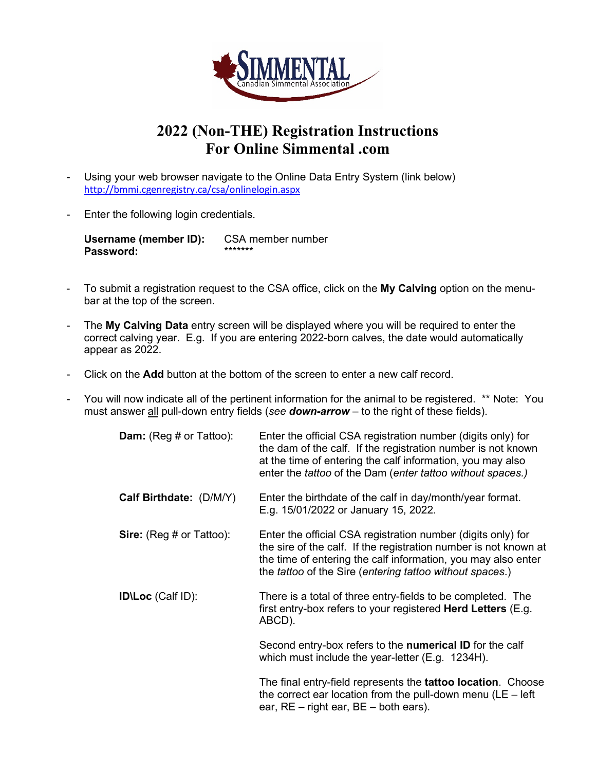Canadian Simmental Association

# 2022 (Non-THE) Registration Instructions For Online Simmental .com

- Using your web browser navigate to the Online Data Entry System (link below) http://bmmi.cgenregistry.ca/csa/onlinelogin.aspx

- Enter the following login credentials.

  **Username (member ID):** CSA member number
  **Password:** *******

- To submit a registration request to the CSA office, click on the **My Calving** option on the menu-bar at the top of the screen.

- The **My Calving Data** entry screen will be displayed where you will be required to enter the correct calving year. E.g. If you are entering 2022-born calves, the date would automatically appear as 2022.

- Click on the **Add** button at the bottom of the screen to enter a new calf record.

- You will now indicate all of the pertinent information for the animal to be registered. ** Note: You must answer all pull-down entry fields (*see **down-arrow*** – to the right of these fields).

  **Dam:** (Reg # or Tattoo): Enter the official CSA registration number (digits only) for the dam of the calf. If the registration number is not known at the time of entering the calf information, you may also enter the *tattoo* of the Dam (*enter tattoo without spaces.)*

  **Calf Birthdate:** (D/M/Y) Enter the birthdate of the calf in day/month/year format. E.g. 15/01/2022 or January 15, 2022.

  **Sire:** (Reg # or Tattoo): Enter the official CSA registration number (digits only) for the sire of the calf. If the registration number is not known at the time of entering the calf information, you may also enter the *tattoo* of the Sire (*entering tattoo without spaces*.)

  **ID\Loc** (Calf ID): There is a total of three entry-fields to be completed. The first entry-box refers to your registered **Herd Letters** (E.g. ABCD).

  Second entry-box refers to the **numerical ID** for the calf which must include the year-letter (E.g. 1234H).

  The final entry-field represents the **tattoo location**. Choose the correct ear location from the pull-down menu (LE – left ear, RE – right ear, BE – both ears).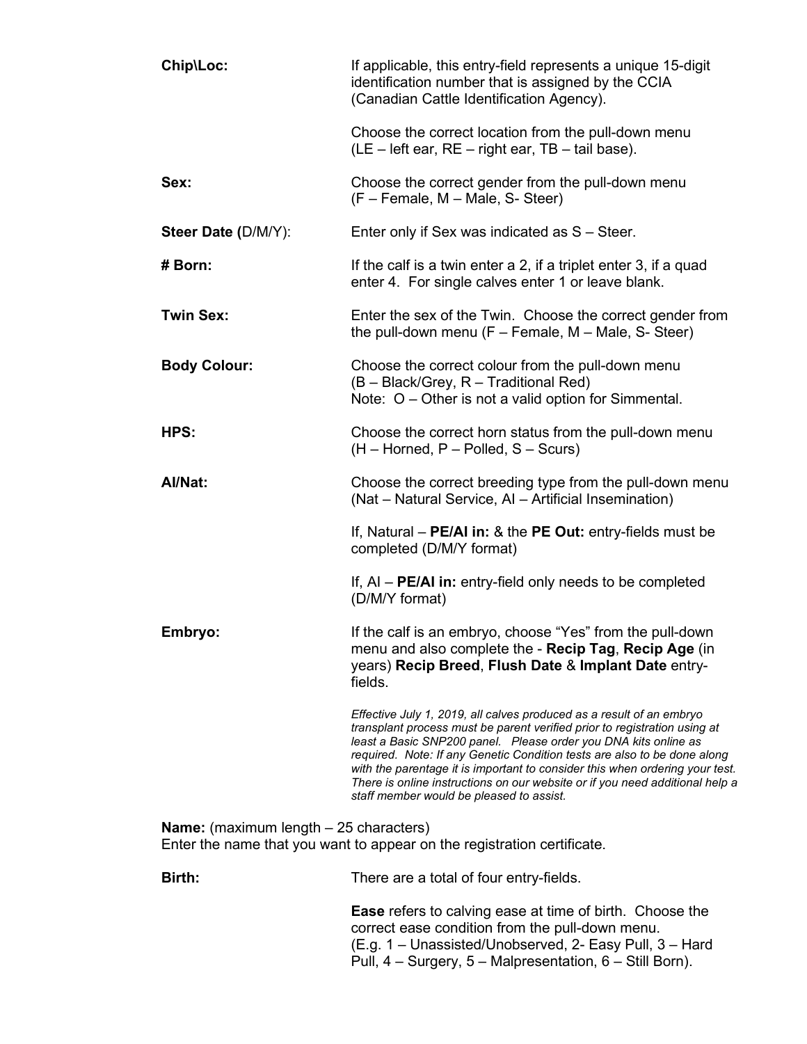**Chip\Loc:** If applicable, this entry-field represents a unique 15-digit identification number that is assigned by the CCIA (Canadian Cattle Identification Agency).

Choose the correct location from the pull-down menu (LE – left ear, RE – right ear, TB – tail base).

**Sex:** Choose the correct gender from the pull-down menu (F – Female, M – Male, S- Steer)

**Steer Date (**D/M/Y): Enter only if Sex was indicated as S – Steer.

**# Born:** If the calf is a twin enter a 2, if a triplet enter 3, if a quad enter 4. For single calves enter 1 or leave blank.

**Twin Sex:** Enter the sex of the Twin. Choose the correct gender from the pull-down menu (F – Female, M – Male, S- Steer)

**Body Colour:** Choose the correct colour from the pull-down menu (B – Black/Grey, R – Traditional Red)
Note: O – Other is not a valid option for Simmental.

**HPS:** Choose the correct horn status from the pull-down menu (H – Horned, P – Polled, S – Scurs)

**AI/Nat:** Choose the correct breeding type from the pull-down menu (Nat – Natural Service, AI – Artificial Insemination)

If, Natural – **PE/AI in:** & the **PE Out:** entry-fields must be completed (D/M/Y format)

If, AI – **PE/AI in:** entry-field only needs to be completed (D/M/Y format)

**Embryo:** If the calf is an embryo, choose "Yes" from the pull-down menu and also complete the - **Recip Tag**, **Recip Age** (in years) **Recip Breed**, **Flush Date** & **Implant Date** entry-fields.

*Effective July 1, 2019, all calves produced as a result of an embryo transplant process must be parent verified prior to registration using at least a Basic SNP200 panel. Please order you DNA kits online as required. Note: If any Genetic Condition tests are also to be done along with the parentage it is important to consider this when ordering your test. There is online instructions on our website or if you need additional help a staff member would be pleased to assist.*

**Name:** (maximum length – 25 characters)
Enter the name that you want to appear on the registration certificate.

**Birth:** There are a total of four entry-fields.

**Ease** refers to calving ease at time of birth. Choose the correct ease condition from the pull-down menu.
(E.g. 1 – Unassisted/Unobserved, 2- Easy Pull, 3 – Hard Pull, 4 – Surgery, 5 – Malpresentation, 6 – Still Born).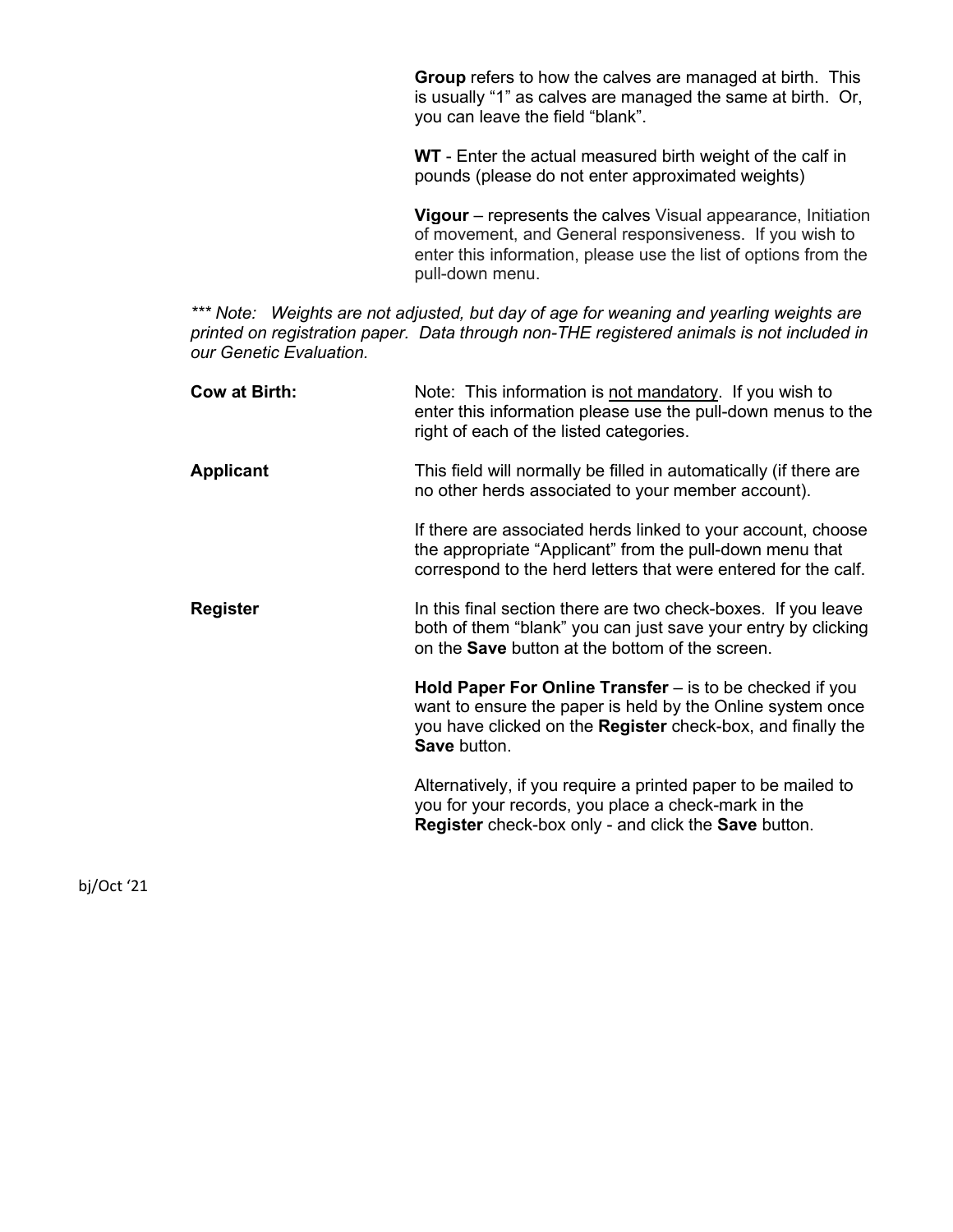**Group** refers to how the calves are managed at birth. This is usually "1" as calves are managed the same at birth. Or, you can leave the field "blank".

**WT** - Enter the actual measured birth weight of the calf in pounds (please do not enter approximated weights)

**Vigour** – represents the calves Visual appearance, Initiation of movement, and General responsiveness. If you wish to enter this information, please use the list of options from the pull-down menu.

*\*\*\* Note: Weights are not adjusted, but day of age for weaning and yearling weights are printed on registration paper. Data through non-THE registered animals is not included in our Genetic Evaluation.*

**Cow at Birth:** Note: This information is <u>not mandatory</u>. If you wish to enter this information please use the pull-down menus to the right of each of the listed categories.

**Applicant** This field will normally be filled in automatically (if there are no other herds associated to your member account).

If there are associated herds linked to your account, choose the appropriate "Applicant" from the pull-down menu that correspond to the herd letters that were entered for the calf.

**Register** In this final section there are two check-boxes. If you leave both of them "blank" you can just save your entry by clicking on the **Save** button at the bottom of the screen.

**Hold Paper For Online Transfer** – is to be checked if you want to ensure the paper is held by the Online system once you have clicked on the **Register** check-box, and finally the **Save** button.

Alternatively, if you require a printed paper to be mailed to you for your records, you place a check-mark in the **Register** check-box only - and click the **Save** button.

bj/Oct '21